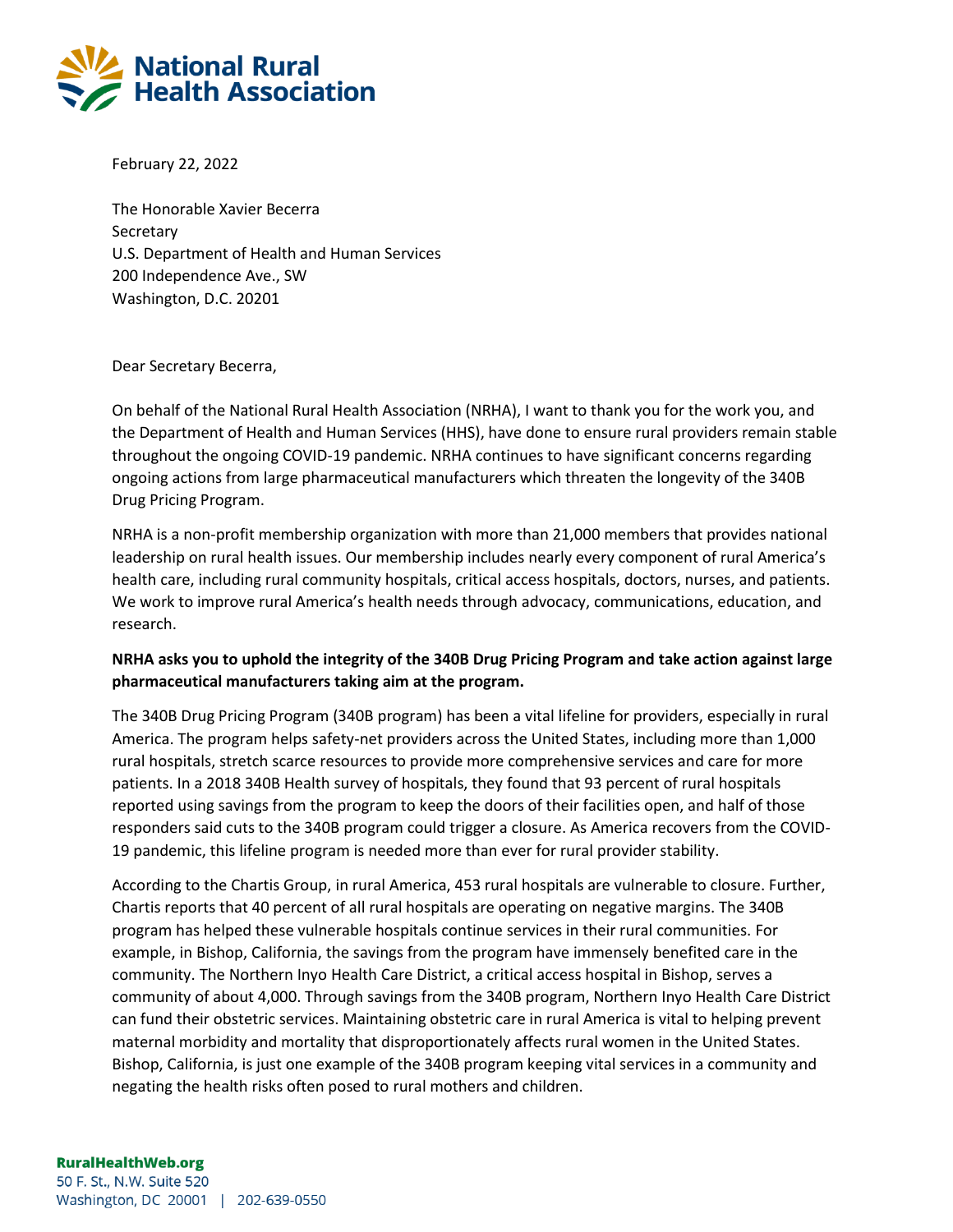# National Rural Health Association

February 22, 2022

The Honorable Xavier Becerra
Secretary
U.S. Department of Health and Human Services
200 Independence Ave., SW
Washington, D.C. 20201

Dear Secretary Becerra,

On behalf of the National Rural Health Association (NRHA), I want to thank you for the work you, and the Department of Health and Human Services (HHS), have done to ensure rural providers remain stable throughout the ongoing COVID-19 pandemic. NRHA continues to have significant concerns regarding ongoing actions from large pharmaceutical manufacturers which threaten the longevity of the 340B Drug Pricing Program.

NRHA is a non-profit membership organization with more than 21,000 members that provides national leadership on rural health issues. Our membership includes nearly every component of rural America's health care, including rural community hospitals, critical access hospitals, doctors, nurses, and patients. We work to improve rural America's health needs through advocacy, communications, education, and research.

**NRHA asks you to uphold the integrity of the 340B Drug Pricing Program and take action against large pharmaceutical manufacturers taking aim at the program.**

The 340B Drug Pricing Program (340B program) has been a vital lifeline for providers, especially in rural America. The program helps safety-net providers across the United States, including more than 1,000 rural hospitals, stretch scarce resources to provide more comprehensive services and care for more patients. In a 2018 340B Health survey of hospitals, they found that 93 percent of rural hospitals reported using savings from the program to keep the doors of their facilities open, and half of those responders said cuts to the 340B program could trigger a closure. As America recovers from the COVID-19 pandemic, this lifeline program is needed more than ever for rural provider stability.

According to the Chartis Group, in rural America, 453 rural hospitals are vulnerable to closure. Further, Chartis reports that 40 percent of all rural hospitals are operating on negative margins. The 340B program has helped these vulnerable hospitals continue services in their rural communities. For example, in Bishop, California, the savings from the program have immensely benefited care in the community. The Northern Inyo Health Care District, a critical access hospital in Bishop, serves a community of about 4,000. Through savings from the 340B program, Northern Inyo Health Care District can fund their obstetric services. Maintaining obstetric care in rural America is vital to helping prevent maternal morbidity and mortality that disproportionately affects rural women in the United States. Bishop, California, is just one example of the 340B program keeping vital services in a community and negating the health risks often posed to rural mothers and children.

**RuralHealthWeb.org**
50 F. St., N.W. Suite 520
Washington, DC 20001 | 202-639-0550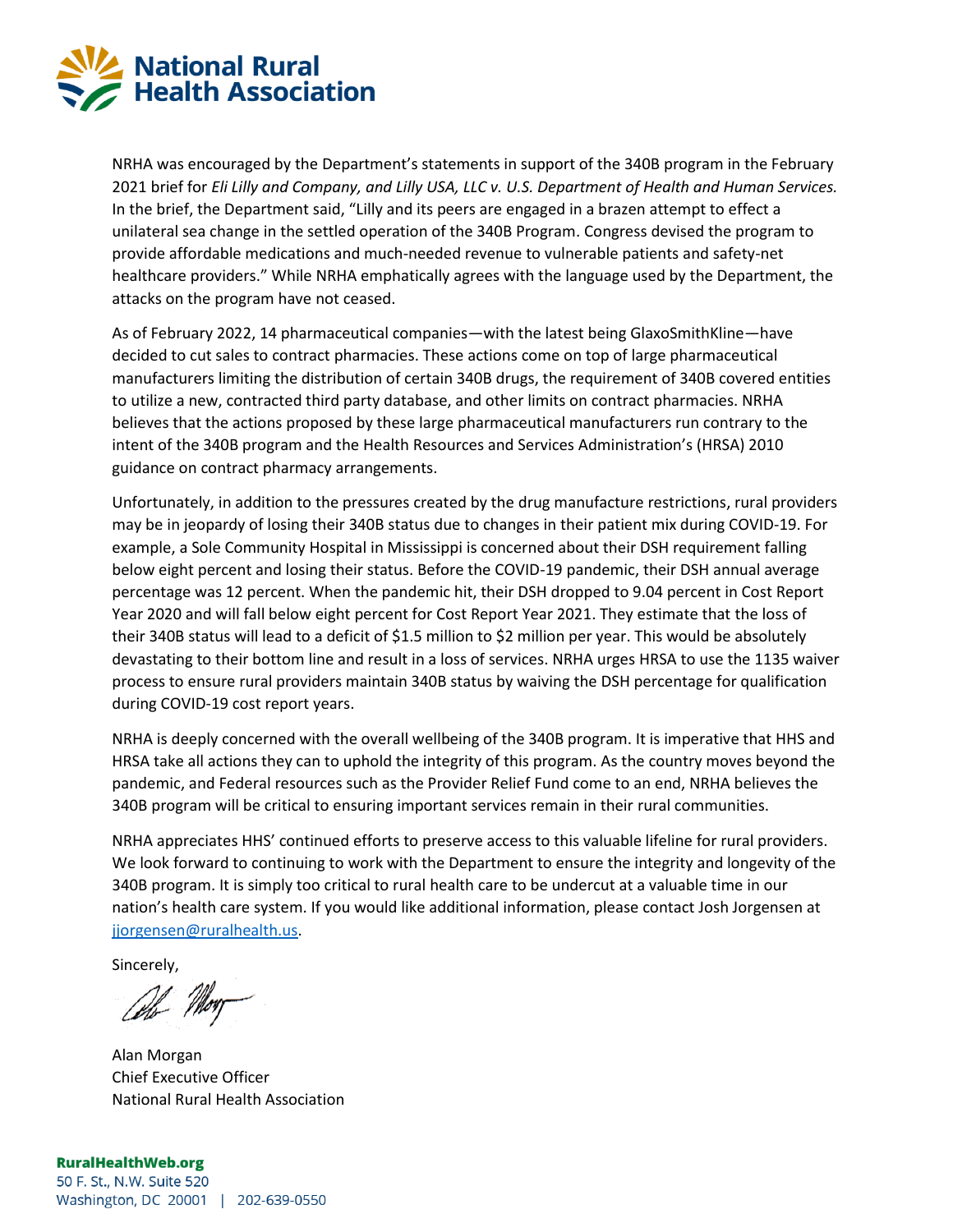NRHA was encouraged by the Department's statements in support of the 340B program in the February 2021 brief for *Eli Lilly and Company, and Lilly USA, LLC v. U.S. Department of Health and Human Services.* In the brief, the Department said, "Lilly and its peers are engaged in a brazen attempt to effect a unilateral sea change in the settled operation of the 340B Program. Congress devised the program to provide affordable medications and much-needed revenue to vulnerable patients and safety-net healthcare providers." While NRHA emphatically agrees with the language used by the Department, the attacks on the program have not ceased.

As of February 2022, 14 pharmaceutical companies—with the latest being GlaxoSmithKline—have decided to cut sales to contract pharmacies. These actions come on top of large pharmaceutical manufacturers limiting the distribution of certain 340B drugs, the requirement of 340B covered entities to utilize a new, contracted third party database, and other limits on contract pharmacies. NRHA believes that the actions proposed by these large pharmaceutical manufacturers run contrary to the intent of the 340B program and the Health Resources and Services Administration's (HRSA) 2010 guidance on contract pharmacy arrangements.

Unfortunately, in addition to the pressures created by the drug manufacture restrictions, rural providers may be in jeopardy of losing their 340B status due to changes in their patient mix during COVID-19. For example, a Sole Community Hospital in Mississippi is concerned about their DSH requirement falling below eight percent and losing their status. Before the COVID-19 pandemic, their DSH annual average percentage was 12 percent. When the pandemic hit, their DSH dropped to 9.04 percent in Cost Report Year 2020 and will fall below eight percent for Cost Report Year 2021. They estimate that the loss of their 340B status will lead to a deficit of $1.5 million to $2 million per year. This would be absolutely devastating to their bottom line and result in a loss of services. NRHA urges HRSA to use the 1135 waiver process to ensure rural providers maintain 340B status by waiving the DSH percentage for qualification during COVID-19 cost report years.

NRHA is deeply concerned with the overall wellbeing of the 340B program. It is imperative that HHS and HRSA take all actions they can to uphold the integrity of this program. As the country moves beyond the pandemic, and Federal resources such as the Provider Relief Fund come to an end, NRHA believes the 340B program will be critical to ensuring important services remain in their rural communities.

NRHA appreciates HHS' continued efforts to preserve access to this valuable lifeline for rural providers. We look forward to continuing to work with the Department to ensure the integrity and longevity of the 340B program. It is simply too critical to rural health care to be undercut at a valuable time in our nation's health care system. If you would like additional information, please contact Josh Jorgensen at jjorgensen@ruralhealth.us.

Sincerely,

Alan Morgan
Chief Executive Officer
National Rural Health Association

**RuralHealthWeb.org**
50 F. St., N.W. Suite 520
Washington, DC 20001 | 202-639-0550